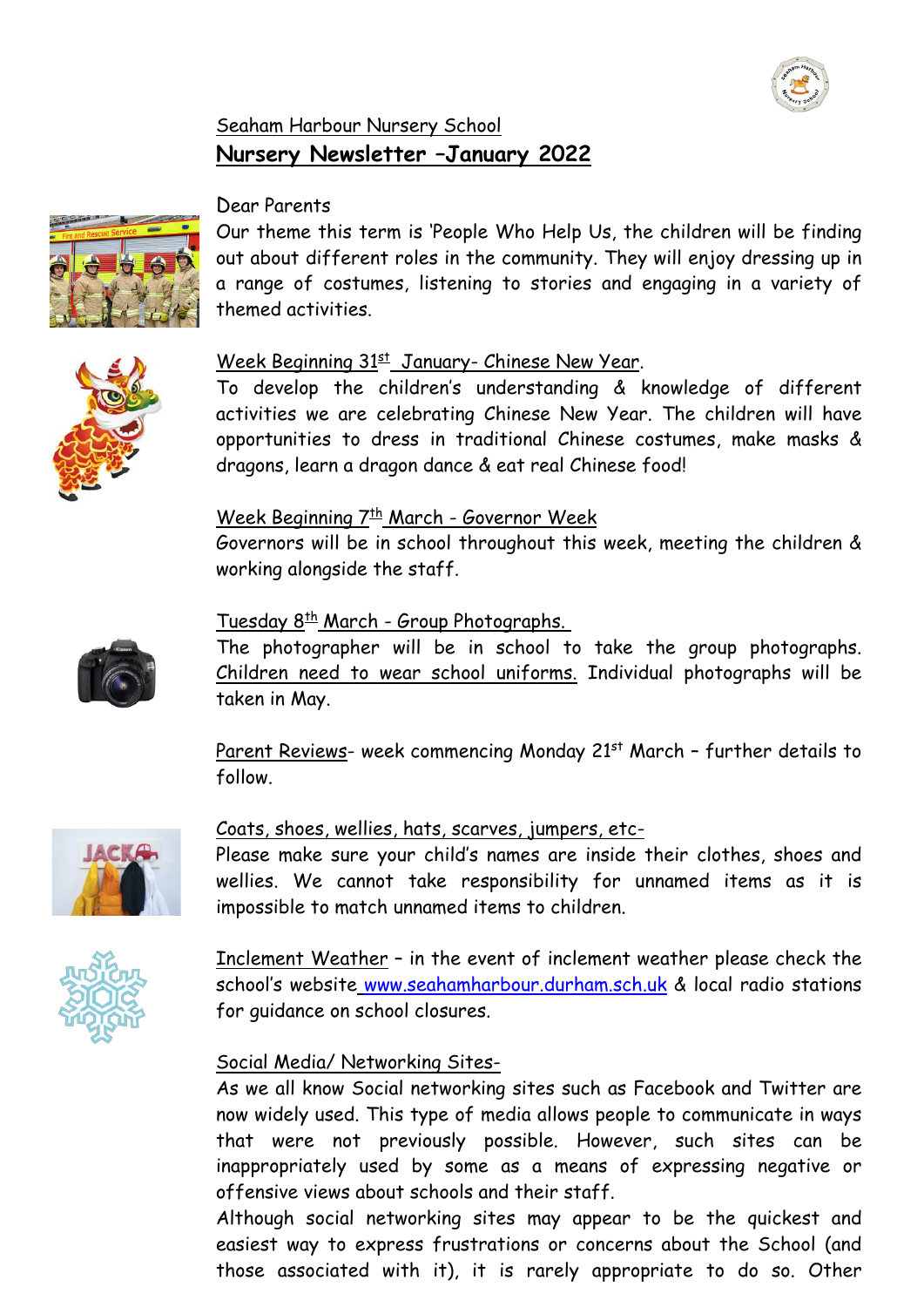Seaham Harbour Nursery School

# **Nursery Newsletter –January 2022**

Dear Parents

Our theme this term is 'People Who Help Us, the children will be finding out about different roles in the community. They will enjoy dressing up in a range of costumes, listening to stories and engaging in a variety of themed activities.

Week Beginning 31st January- Chinese New Year.

To develop the children's understanding & knowledge of different activities we are celebrating Chinese New Year. The children will have opportunities to dress in traditional Chinese costumes, make masks & dragons, learn a dragon dance & eat real Chinese food!

Week Beginning 7th March - Governor Week

Governors will be in school throughout this week, meeting the children & working alongside the staff.

Tuesday 8th March - Group Photographs.

The photographer will be in school to take the group photographs. Children need to wear school uniforms. Individual photographs will be taken in May.

Parent Reviews- week commencing Monday 21st March – further details to follow.

Coats, shoes, wellies, hats, scarves, jumpers, etc-

Please make sure your child's names are inside their clothes, shoes and wellies. We cannot take responsibility for unnamed items as it is impossible to match unnamed items to children.

Inclement Weather – in the event of inclement weather please check the school's website www.seahamharbour.durham.sch.uk & local radio stations for guidance on school closures.

Social Media/ Networking Sites-

As we all know Social networking sites such as Facebook and Twitter are now widely used. This type of media allows people to communicate in ways that were not previously possible. However, such sites can be inappropriately used by some as a means of expressing negative or offensive views about schools and their staff.

Although social networking sites may appear to be the quickest and easiest way to express frustrations or concerns about the School (and those associated with it), it is rarely appropriate to do so. Other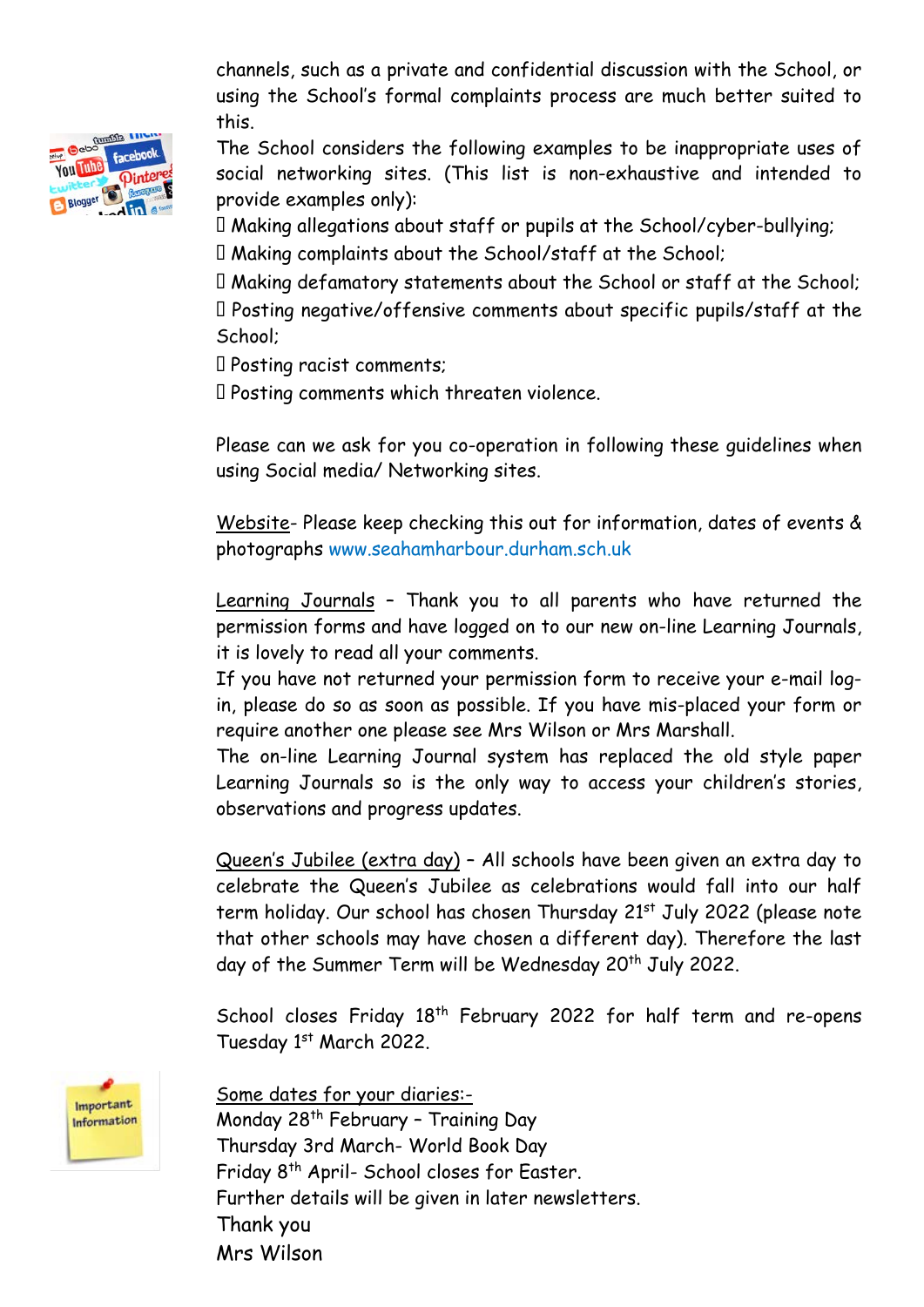channels, such as a private and confidential discussion with the School, or using the School's formal complaints process are much better suited to this.

The School considers the following examples to be inappropriate uses of social networking sites. (This list is non-exhaustive and intended to provide examples only):

- Making allegations about staff or pupils at the School/cyber-bullying;
- Making complaints about the School/staff at the School;
- Making defamatory statements about the School or staff at the School;
- Posting negative/offensive comments about specific pupils/staff at the School;
- Posting racist comments;
- Posting comments which threaten violence.

Please can we ask for you co-operation in following these guidelines when using Social media/ Networking sites.

Website- Please keep checking this out for information, dates of events & photographs www.seahamharbour.durham.sch.uk

Learning Journals – Thank you to all parents who have returned the permission forms and have logged on to our new on-line Learning Journals, it is lovely to read all your comments.

If you have not returned your permission form to receive your e-mail log-in, please do so as soon as possible. If you have mis-placed your form or require another one please see Mrs Wilson or Mrs Marshall.

The on-line Learning Journal system has replaced the old style paper Learning Journals so is the only way to access your children's stories, observations and progress updates.

Queen's Jubilee (extra day) – All schools have been given an extra day to celebrate the Queen's Jubilee as celebrations would fall into our half term holiday. Our school has chosen Thursday 21st July 2022 (please note that other schools may have chosen a different day). Therefore the last day of the Summer Term will be Wednesday 20th July 2022.

School closes Friday 18th February 2022 for half term and re-opens Tuesday 1st March 2022.

Some dates for your diaries:-

Monday 28th February – Training Day

Thursday 3rd March- World Book Day

Friday 8th April- School closes for Easter.

Further details will be given in later newsletters.

Thank you

Mrs Wilson